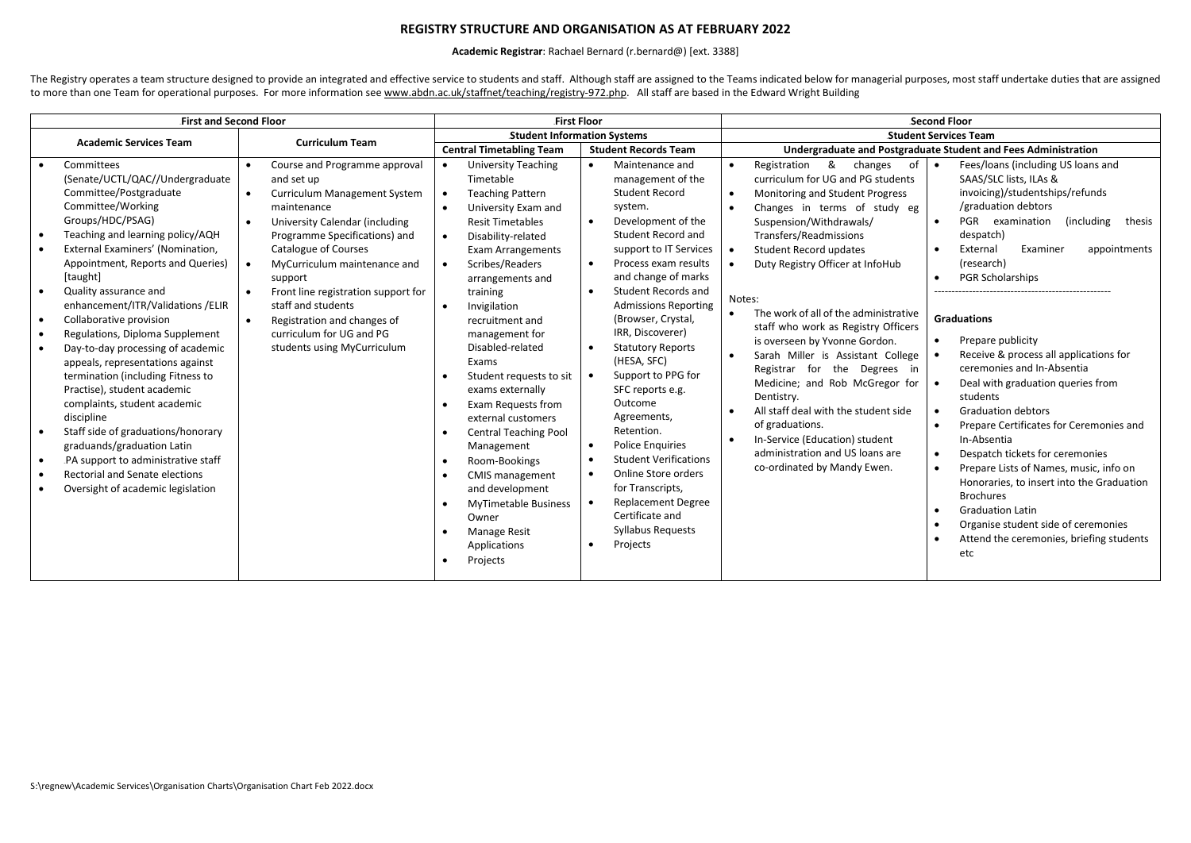# REGISTRY STRUCTURE AND ORGANISATION AS AT FEBRUARY 2022

**Academic Registrar**: Rachael Bernard (r.bernard@) [ext. 3388]

The Registry operates a team structure designed to provide an integrated and effective service to students and staff. Although staff are assigned to the Teams indicated below for managerial purposes, most staff undertake duties that are assigned to more than one Team for operational purposes. For more information see www.abdn.ac.uk/staffnet/teaching/registry-972.php. All staff are based in the Edward Wright Building

| First and Second Floor | | First Floor | | Second Floor | |
|---|---|---|---|---|---|
| **Academic Services Team** | **Curriculum Team** | **Student Information Systems** | | **Student Services Team** | |
| | | **Central Timetabling Team** | **Student Records Team** | **Undergraduate and Postgraduate Student and Fees Administration** | |
| • Committees (Senate/UCTL/QAC//Undergraduate Committee/Postgraduate Committee/Working Groups/HDC/PSAG)<br>• Teaching and learning policy/AQH<br>• External Examiners' (Nomination, Appointment, Reports and Queries) [taught]<br>• Quality assurance and enhancement/ITR/Validations /ELIR<br>• Collaborative provision<br>• Regulations, Diploma Supplement<br>• Day-to-day processing of academic appeals, representations against termination (including Fitness to Practise), student academic complaints, student academic discipline<br>• Staff side of graduations/honorary graduands/graduation Latin<br>• PA support to administrative staff<br>• Rectorial and Senate elections<br>• Oversight of academic legislation | • Course and Programme approval and set up<br>• Curriculum Management System maintenance<br>• University Calendar (including Programme Specifications) and Catalogue of Courses<br>• MyCurriculum maintenance and support<br>• Front line registration support for staff and students<br>• Registration and changes of curriculum for UG and PG students using MyCurriculum | • University Teaching Timetable<br>• Teaching Pattern<br>• University Exam and Resit Timetables<br>• Disability-related Exam Arrangements<br>• Scribes/Readers arrangements and training<br>• Invigilation recruitment and management for Disabled-related Exams<br>• Student requests to sit exams externally<br>• Exam Requests from external customers<br>• Central Teaching Pool Management<br>• Room-Bookings<br>• CMIS management and development<br>• MyTimetable Business Owner<br>• Manage Resit Applications<br>• Projects | • Maintenance and management of the Student Record system.<br>• Development of the Student Record and support to IT Services<br>• Process exam results and change of marks<br>• Student Records and Admissions Reporting (Browser, Crystal, IRR, Discoverer)<br>• Statutory Reports (HESA, SFC)<br>• Support for PPG for SFC reports e.g. Outcome Agreements, Retention.<br>• Police Enquiries<br>• Student Verifications<br>• Online Store orders for Transcripts, Replacement Degree Certificate and Syllabus Requests<br>• Projects | • Registration & changes of curriculum for UG and PG students<br>• Monitoring and Student Progress<br>• Changes in terms of study eg Suspension/Withdrawals/ Transfers/Readmissions<br>• Student Record updates<br>• Duty Registry Officer at InfoHub<br><br>Notes:<br>• The work of all of the administrative staff who work as Registry Officers is overseen by Yvonne Gordon.<br>• Sarah Miller is Assistant College Registrar for the Degrees in Medicine; and Rob McGregor for Dentistry.<br>• All staff deal with the student side of graduations.<br>• In-Service (Education) student administration and US loans are co-ordinated by Mandy Ewen. | • Fees/loans (including US loans and SAAS/SLC lists, ILAs & invoicing)/studentships/refunds /graduation debtors<br>• PGR examination (including thesis despatch)<br>• External Examiner appointments (research)<br>• PGR Scholarships<br>--------------------------------------------------<br><br>**Graduations**<br>• Prepare publicity<br>• Receive & process all applications for ceremonies and In-Absentia<br>• Deal with graduation queries from students<br>• Graduation debtors<br>• Prepare Certificates for Ceremonies and In-Absentia<br>• Despatch tickets for ceremonies<br>• Prepare Lists of Names, music, info on Honoraries, to insert into the Graduation Brochures<br>• Graduation Latin<br>• Organise student side of ceremonies<br>• Attend the ceremonies, briefing students etc |

S:\regnew\Academic Services\Organisation Charts\Organisation Chart Feb 2022.docx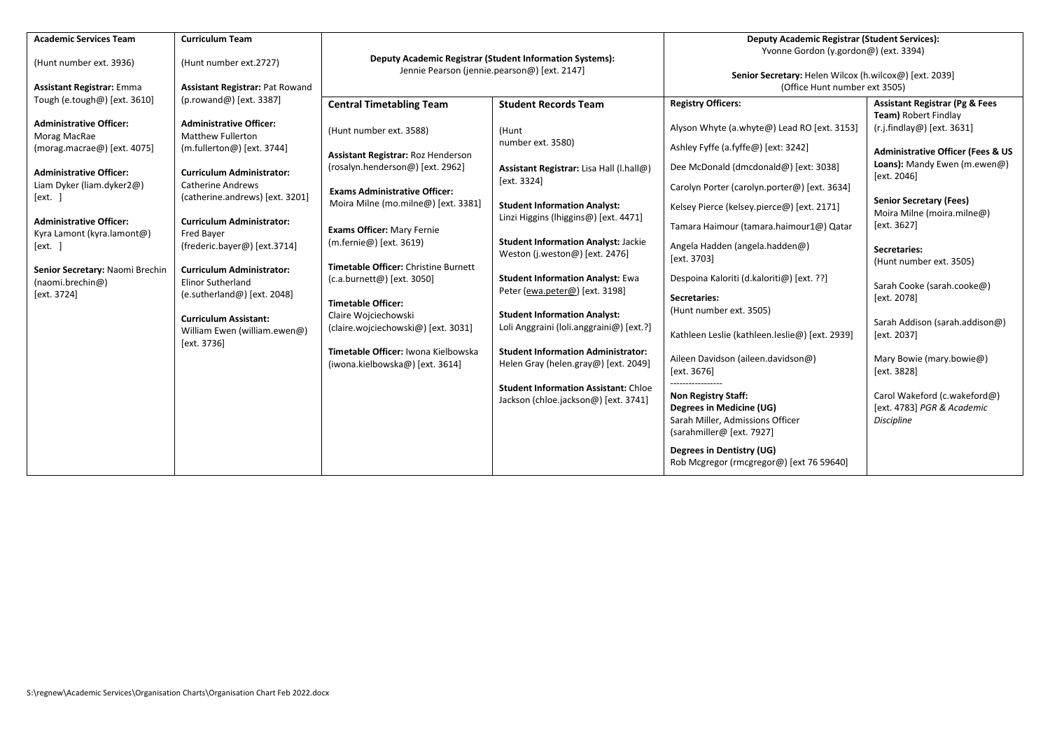| Academic Services Team | Curriculum Team | Deputy Academic Registrar (Student Information Systems): Jennie Pearson (jennie.pearson@) [ext. 2147] | | Deputy Academic Registrar (Student Services): Yvonne Gordon (y.gordon@) (ext. 3394) **Senior Secretary:** Helen Wilcox (h.wilcox@) [ext. 2039] (Office Hunt number ext 3505) | |
|---|---|---|---|---|---|
| (Hunt number ext. 3936) **Assistant Registrar:** Emma Tough (e.tough@) [ext. 3610] | (Hunt number ext.2727) **Assistant Registrar:** Pat Rowand (p.rowand@) [ext. 3387] | **Central Timetabling Team** | **Student Records Team** | **Registry Officers:** | **Assistant Registrar (Pg & Fees Team)** Robert Findlay (r.j.findlay@) [ext. 3631] |
| **Administrative Officer:** Morag MacRae (morag.macrae@) [ext. 4075] **Administrative Officer:** Liam Dyker (liam.dyker2@) [ext. ] **Administrative Officer:** Kyra Lamont (kyra.lamont@) [ext. ] **Senior Secretary:** Naomi Brechin (naomi.brechin@) [ext. 3724] | **Administrative Officer:** Matthew Fullerton (m.fullerton@) [ext. 3744] **Curriculum Administrator:** Catherine Andrews (catherine.andrews) [ext. 3201] **Curriculum Administrator:** Fred Bayer (frederic.bayer@) [ext.3714] **Curriculum Administrator:** Elinor Sutherland (e.sutherland@) [ext. 2048] **Curriculum Assistant:** William Ewen (william.ewen@) [ext. 3736] | (Hunt number ext. 3588) **Assistant Registrar:** Roz Henderson (rosalyn.henderson@) [ext. 2962] **Exams Administrative Officer:** Moira Milne (mo.milne@) [ext. 3381] **Exams Officer:** Mary Fernie (m.fernie@) [ext. 3619) **Timetable Officer:** Christine Burnett (c.a.burnett@) [ext. 3050] **Timetable Officer:** Claire Wojciechowski (claire.wojciechowski@) [ext. 3031] **Timetable Officer:** Iwona Kielbowska (iwona.kielbowska@) [ext. 3614] | (Hunt number ext. 3580) **Assistant Registrar:** Lisa Hall (l.hall@) [ext. 3324] **Student Information Analyst:** Linzi Higgins (lhiggins@) [ext. 4471] **Student Information Analyst:** Jackie Weston (j.weston@) [ext. 2476] **Student Information Analyst:** Ewa Peter (ewa.peter@) [ext. 3198] **Student Information Analyst:** Loli Anggraini (loli.anggraini@) [ext.?] **Student Information Administrator:** Helen Gray (helen.gray@) [ext. 2049] **Student Information Assistant:** Chloe Jackson (chloe.jackson@) [ext. 3741] | Alyson Whyte (a.whyte@) Lead RO [ext. 3153] Ashley Fyffe (a.fyffe@) [ext: 3242] Dee McDonald (dmcdonald@) [ext: 3038] Carolyn Porter (carolyn.porter@) [ext. 3634] Kelsey Pierce (kelsey.pierce@) [ext. 2171] Tamara Haimour (tamara.haimour1@) Qatar Angela Hadden (angela.hadden@) [ext. 3703] Despoina Kaloriti (d.kaloriti@) [ext. ??] **Secretaries:** (Hunt number ext. 3505) Kathleen Leslie (kathleen.leslie@) [ext. 2939] Aileen Davidson (aileen.davidson@) [ext. 3676] ---------------- **Non Registry Staff:** **Degrees in Medicine (UG)** Sarah Miller, Admissions Officer (sarahmiller@ [ext. 7927] **Degrees in Dentistry (UG)** Rob Mcgregor (rmcgregor@) [ext 76 59640] | **Administrative Officer (Fees & US Loans):** Mandy Ewen (m.ewen@) [ext. 2046] **Senior Secretary (Fees)** Moira Milne (moira.milne@) [ext. 3627] **Secretaries:** (Hunt number ext. 3505) Sarah Cooke (sarah.cooke@) [ext. 2078] Sarah Addison (sarah.addison@) [ext. 2037] Mary Bowie (mary.bowie@) [ext. 3828] Carol Wakeford (c.wakeford@) [ext. 4783] *PGR & Academic Discipline* |

S:\regnew\Academic Services\Organisation Charts\Organisation Chart Feb 2022.docx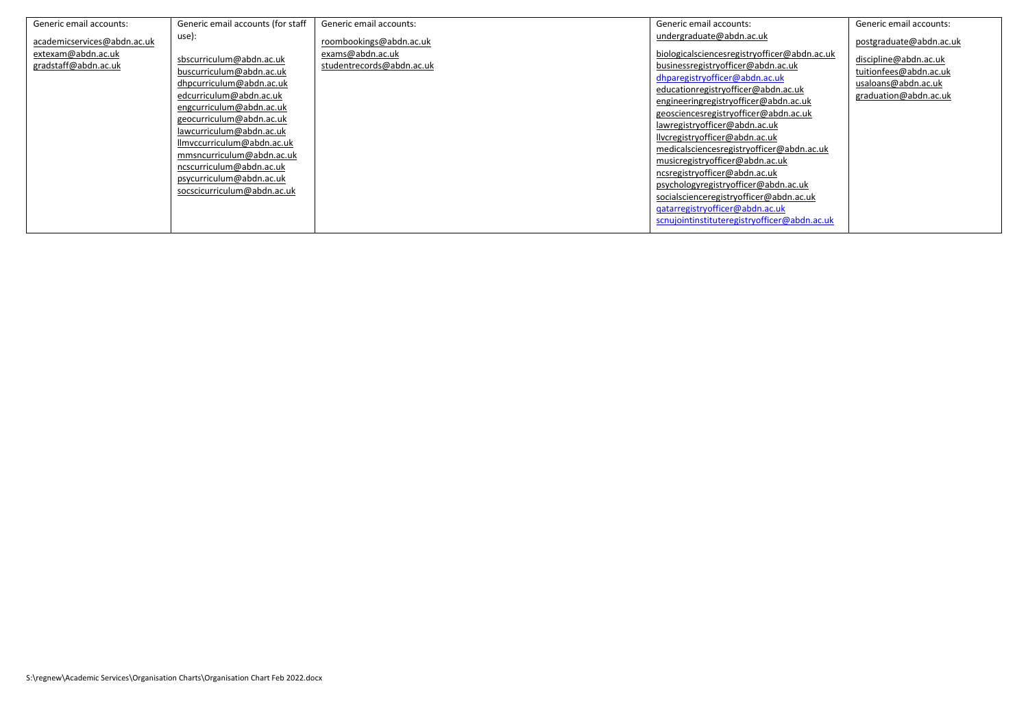| | | | | |
|---|---|---|---|---|
| Generic email accounts:<br><br>academicservices@abdn.ac.uk<br>extexam@abdn.ac.uk<br>gradstaff@abdn.ac.uk | Generic email accounts (for staff use):<br><br>sbscurriculum@abdn.ac.uk<br>buscurriculum@abdn.ac.uk<br>dhpcurriculum@abdn.ac.uk<br>edcurriculum@abdn.ac.uk<br>engcurriculum@abdn.ac.uk<br>geocurriculum@abdn.ac.uk<br>lawcurriculum@abdn.ac.uk<br>llmvccurriculum@abdn.ac.uk<br>mmsncurriculum@abdn.ac.uk<br>ncscurriculum@abdn.ac.uk<br>psycurriculum@abdn.ac.uk<br>socscicurriculum@abdn.ac.uk | Generic email accounts:<br><br>roombookings@abdn.ac.uk<br>exams@abdn.ac.uk<br>studentrecords@abdn.ac.uk | Generic email accounts:<br>undergraduate@abdn.ac.uk<br><br>biologicalsciencesregistryofficer@abdn.ac.uk<br>businessregistryofficer@abdn.ac.uk<br>dhparegistryofficer@abdn.ac.uk<br>educationregistryofficer@abdn.ac.uk<br>engineeringregistryofficer@abdn.ac.uk<br>geosciencesregistryofficer@abdn.ac.uk<br>lawregistryofficer@abdn.ac.uk<br>llvcregistryofficer@abdn.ac.uk<br>medicalsciencesregistryofficer@abdn.ac.uk<br>musicregistryofficer@abdn.ac.uk<br>ncsregistryofficer@abdn.ac.uk<br>psychologyregistryofficer@abdn.ac.uk<br>socialscienceregistryofficer@abdn.ac.uk<br>qatarregistryofficer@abdn.ac.uk<br>scnujointinstituteregistryofficer@abdn.ac.uk | Generic email accounts:<br><br>postgraduate@abdn.ac.uk<br><br>discipline@abdn.ac.uk<br>tuitionfees@abdn.ac.uk<br>usaloans@abdn.ac.uk<br>graduation@abdn.ac.uk |

S:\regnew\Academic Services\Organisation Charts\Organisation Chart Feb 2022.docx